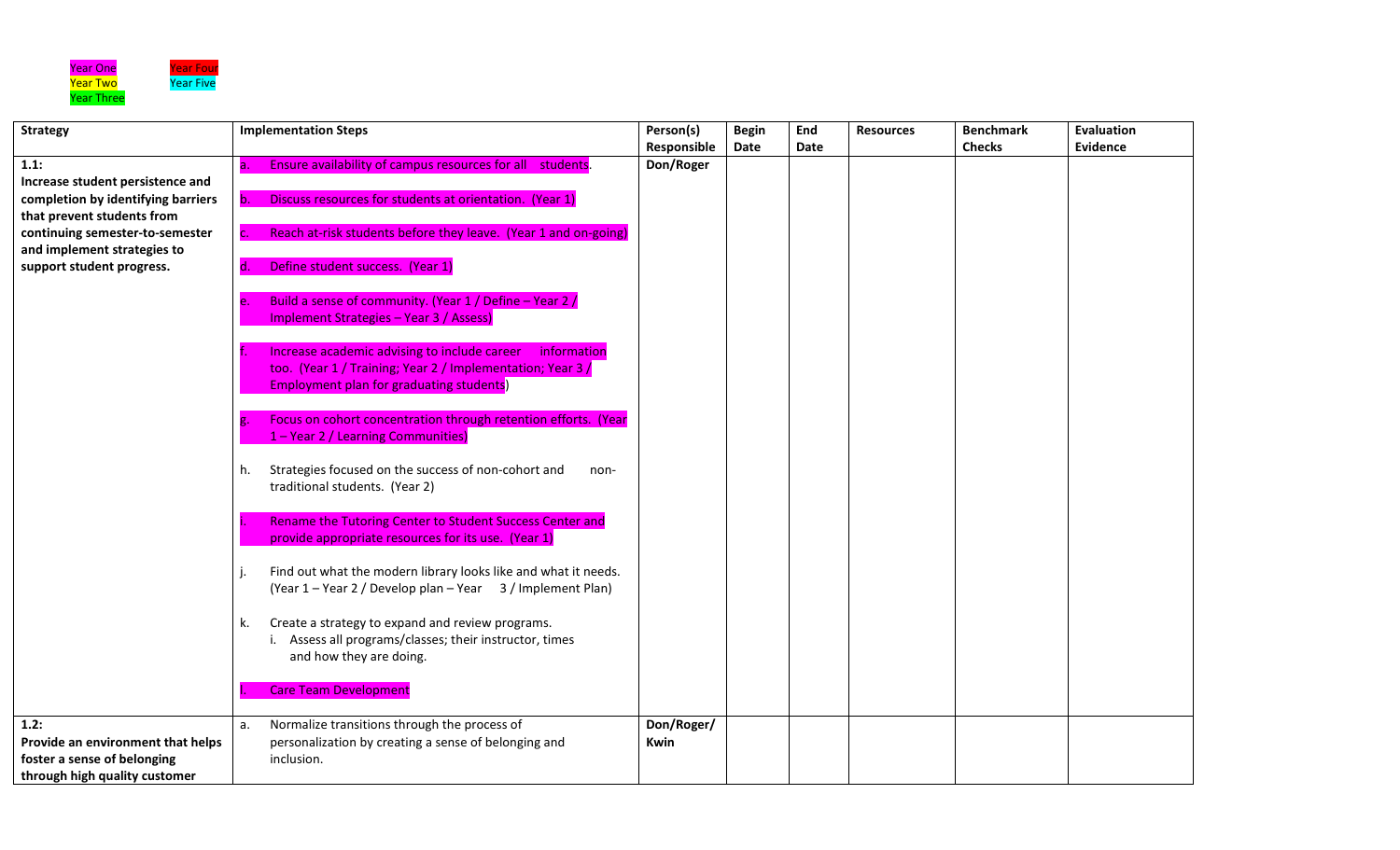Year One
Year Two
Year Three
Year Four
Year Five

| Strategy | Implementation Steps | Person(s) Responsible | Begin Date | End Date | Resources | Benchmark Checks | Evaluation Evidence |
|---|---|---|---|---|---|---|---|
| **1.1: Increase student persistence and completion by identifying barriers that prevent students from continuing semester-to-semester and implement strategies to support student progress.** | a. Ensure availability of campus resources for all students.<br><br>b. Discuss resources for students at orientation. (Year 1)<br><br>c. Reach at-risk students before they leave. (Year 1 and on-going)<br><br>d. Define student success. (Year 1)<br><br>e. Build a sense of community. (Year 1 / Define – Year 2 / Implement Strategies – Year 3 / Assess)<br><br>f. Increase academic advising to include career information too. (Year 1 / Training; Year 2 / Implementation; Year 3 / Employment plan for graduating students)<br><br>g. Focus on cohort concentration through retention efforts. (Year 1 – Year 2 / Learning Communities)<br><br>h. Strategies focused on the success of non-cohort and non-traditional students. (Year 2)<br><br>i. Rename the Tutoring Center to Student Success Center and provide appropriate resources for its use. (Year 1)<br><br>j. Find out what the modern library looks like and what it needs. (Year 1 – Year 2 / Develop plan – Year 3 / Implement Plan)<br><br>k. Create a strategy to expand and review programs.<br>i. Assess all programs/classes; their instructor, times and how they are doing.<br><br>l. Care Team Development | **Don/Roger** | | | | | |
| **1.2: Provide an environment that helps foster a sense of belonging through high quality customer** | a. Normalize transitions through the process of personalization by creating a sense of belonging and inclusion. | **Don/Roger/ Kwin** | | | | | |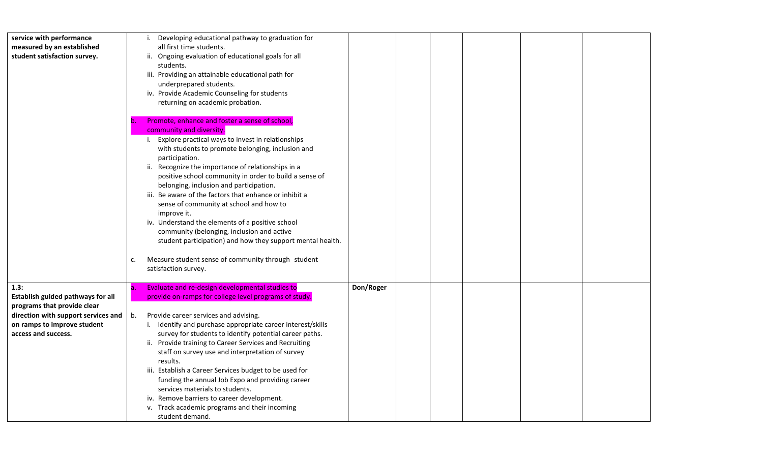| | | | | | | | |
|---|---|---|---|---|---|---|---|
| **service with performance measured by an established student satisfaction survey.** | i. Developing educational pathway to graduation for all first time students.<br>ii. Ongoing evaluation of educational goals for all students.<br>iii. Providing an attainable educational path for underprepared students.<br>iv. Provide Academic Counseling for students returning on academic probation.<br><br>b. Promote, enhance and foster a sense of school, community and diversity.<br>i. Explore practical ways to invest in relationships with students to promote belonging, inclusion and participation.<br>ii. Recognize the importance of relationships in a positive school community in order to build a sense of belonging, inclusion and participation.<br>iii. Be aware of the factors that enhance or inhibit a sense of community at school and how to improve it.<br>iv. Understand the elements of a positive school community (belonging, inclusion and active student participation) and how they support mental health.<br><br>c. Measure student sense of community through student satisfaction survey. | | | | | | |
| **1.3:**<br>**Establish guided pathways for all programs that provide clear direction with support services and on ramps to improve student access and success.** | a. Evaluate and re-design developmental studies to provide on-ramps for college level programs of study.<br><br>b. Provide career services and advising.<br>i. Identify and purchase appropriate career interest/skills survey for students to identify potential career paths.<br>ii. Provide training to Career Services and Recruiting staff on survey use and interpretation of survey results.<br>iii. Establish a Career Services budget to be used for funding the annual Job Expo and providing career services materials to students.<br>iv. Remove barriers to career development.<br>v. Track academic programs and their incoming student demand. | **Don/Roger** | | | | | |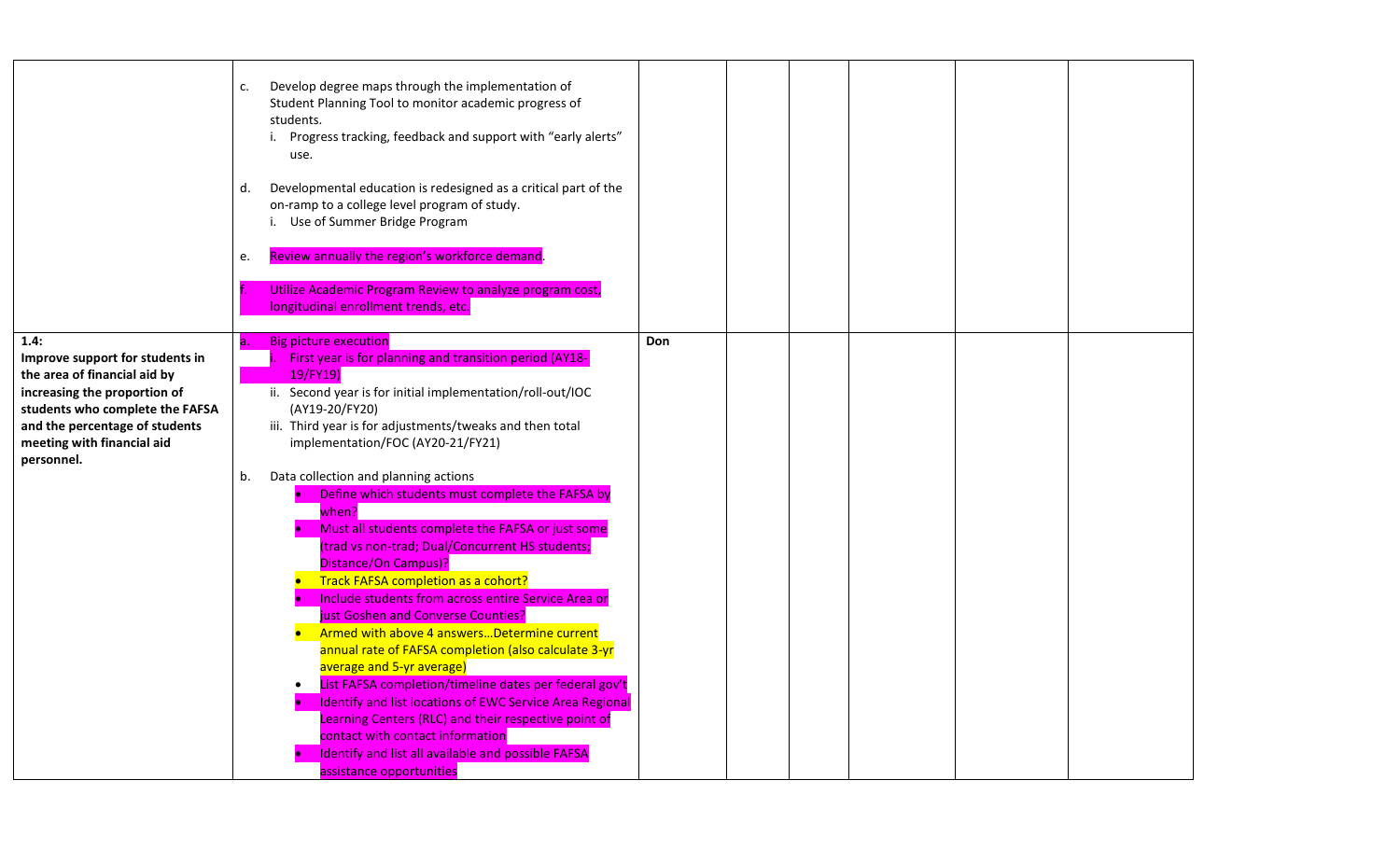| | | | | | | | |
|---|---|---|---|---|---|---|---|
| | c. Develop degree maps through the implementation of Student Planning Tool to monitor academic progress of students.<br>i. Progress tracking, feedback and support with "early alerts" use.<br><br>d. Developmental education is redesigned as a critical part of the on-ramp to a college level program of study.<br>i. Use of Summer Bridge Program<br><br>e. Review annually the region's workforce demand.<br><br>f. Utilize Academic Program Review to analyze program cost, longitudinal enrollment trends, etc. | | | | | | |
| **1.4:**<br>**Improve support for students in the area of financial aid by increasing the proportion of students who complete the FAFSA and the percentage of students meeting with financial aid personnel.** | a. Big picture execution<br>i. First year is for planning and transition period (AY18-19/FY19)<br>ii. Second year is for initial implementation/roll-out/IOC (AY19-20/FY20)<br>iii. Third year is for adjustments/tweaks and then total implementation/FOC (AY20-21/FY21)<br><br>b. Data collection and planning actions<br>• Define which students must complete the FAFSA by when?<br>• Must all students complete the FAFSA or just some (trad vs non-trad; Dual/Concurrent HS students; Distance/On Campus)?<br>• Track FAFSA completion as a cohort?<br>• Include students from across entire Service Area or just Goshen and Converse Counties?<br>• Armed with above 4 answers…Determine current annual rate of FAFSA completion (also calculate 3-yr average and 5-yr average)<br>• List FAFSA completion/timeline dates per federal gov't<br>• Identify and list locations of EWC Service Area Regional Learning Centers (RLC) and their respective point of contact with contact information<br>• Identify and list all available and possible FAFSA assistance opportunities | **Don** | | | | | |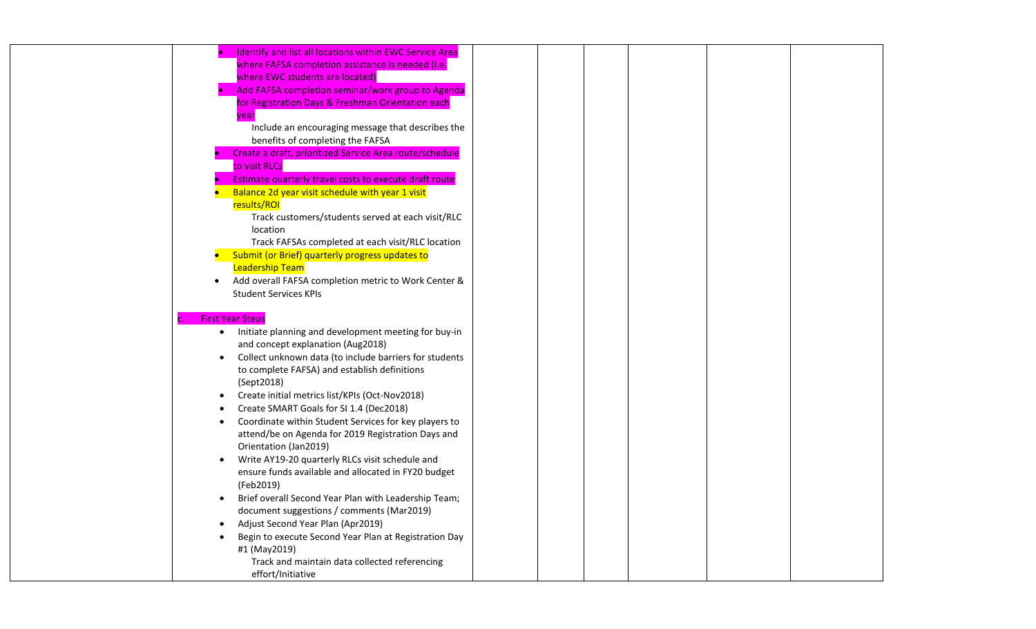| | | | | | | | |
|---|---|---|---|---|---|---|---|
| | • Identify and list all locations within EWC Service Area where FAFSA completion assistance is needed (i.e. where EWC students are located)<br>• Add FAFSA completion seminar/work group to Agenda for Registration Days & Freshman Orientation each year<br>Include an encouraging message that describes the benefits of completing the FAFSA<br>• Create a draft, prioritized Service Area route/schedule to visit RLCs<br>• Estimate quarterly travel costs to execute draft route<br>• Balance 2d year visit schedule with year 1 visit results/ROI<br>Track customers/students served at each visit/RLC location<br>Track FAFSAs completed at each visit/RLC location<br>• Submit (or Brief) quarterly progress updates to Leadership Team<br>• Add overall FAFSA completion metric to Work Center & Student Services KPIs<br><br>c. First Year Steps<br>• Initiate planning and development meeting for buy-in and concept explanation (Aug2018)<br>• Collect unknown data (to include barriers for students to complete FAFSA) and establish definitions (Sept2018)<br>• Create initial metrics list/KPIs (Oct-Nov2018)<br>• Create SMART Goals for SI 1.4 (Dec2018)<br>• Coordinate within Student Services for key players to attend/be on Agenda for 2019 Registration Days and Orientation (Jan2019)<br>• Write AY19-20 quarterly RLCs visit schedule and ensure funds available and allocated in FY20 budget (Feb2019)<br>• Brief overall Second Year Plan with Leadership Team; document suggestions / comments (Mar2019)<br>• Adjust Second Year Plan (Apr2019)<br>• Begin to execute Second Year Plan at Registration Day #1 (May2019)<br>Track and maintain data collected referencing effort/Initiative | | | | | | |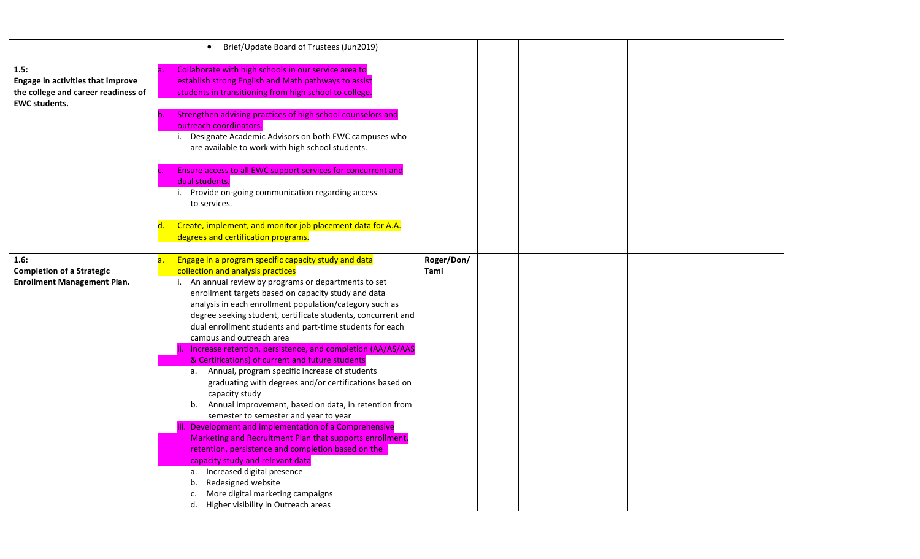| | | | | | | | |
|---|---|---|---|---|---|---|---|
| | • Brief/Update Board of Trustees (Jun2019) | | | | | | |
| **1.5:** **Engage in activities that improve the college and career readiness of EWC students.** | a. Collaborate with high schools in our service area to establish strong English and Math pathways to assist students in transitioning from high school to college.<br><br>b. Strengthen advising practices of high school counselors and outreach coordinators.<br>i. Designate Academic Advisors on both EWC campuses who are available to work with high school students.<br><br>c. Ensure access to all EWC support services for concurrent and dual students.<br>i. Provide on-going communication regarding access to services.<br><br>d. Create, implement, and monitor job placement data for A.A. degrees and certification programs. | | | | | | |
| **1.6:** **Completion of a Strategic Enrollment Management Plan.** | a. Engage in a program specific capacity study and data collection and analysis practices<br>i. An annual review by programs or departments to set enrollment targets based on capacity study and data analysis in each enrollment population/category such as degree seeking student, certificate students, concurrent and dual enrollment students and part-time students for each campus and outreach area<br>ii. Increase retention, persistence, and completion (AA/AS/AAS & Certifications) of current and future students<br>a. Annual, program specific increase of students graduating with degrees and/or certifications based on capacity study<br>b. Annual improvement, based on data, in retention from semester to semester and year to year<br>iii. Development and implementation of a Comprehensive Marketing and Recruitment Plan that supports enrollment, retention, persistence and completion based on the capacity study and relevant data<br>a. Increased digital presence<br>b. Redesigned website<br>c. More digital marketing campaigns<br>d. Higher visibility in Outreach areas | **Roger/Don/ Tami** | | | | | |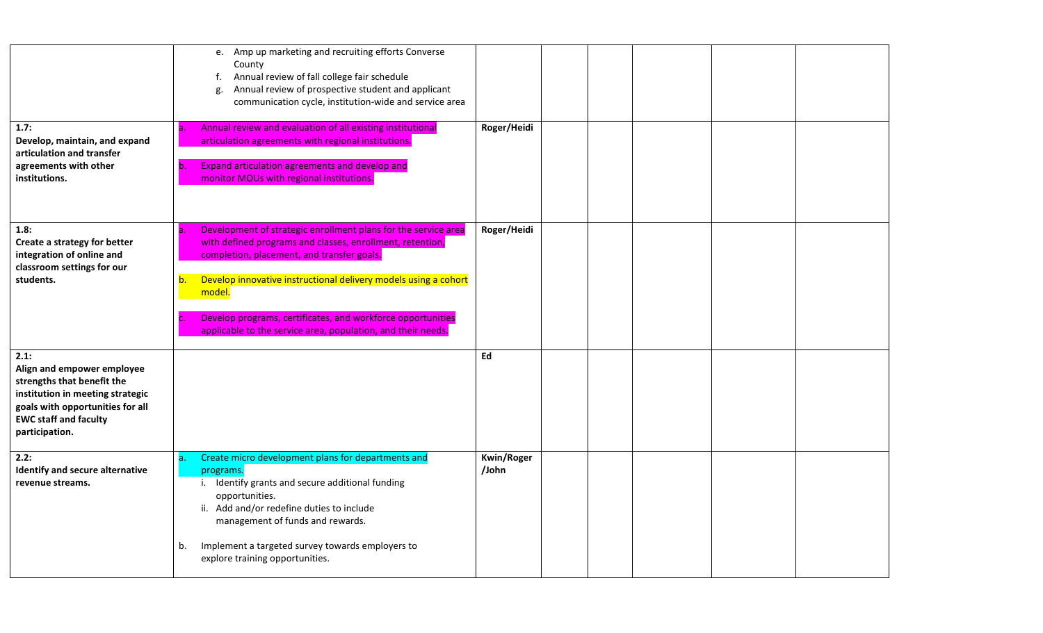| | | | | | | | |
|---|---|---|---|---|---|---|---|
| | e. Amp up marketing and recruiting efforts Converse County<br>f. Annual review of fall college fair schedule<br>g. Annual review of prospective student and applicant communication cycle, institution-wide and service area | | | | | | |
| **1.7:**<br>**Develop, maintain, and expand articulation and transfer agreements with other institutions.** | a. Annual review and evaluation of all existing institutional articulation agreements with regional institutions.<br><br>b. Expand articulation agreements and develop and monitor MOUs with regional institutions. | **Roger/Heidi** | | | | | |
| **1.8:**<br>**Create a strategy for better integration of online and classroom settings for our students.** | a. Development of strategic enrollment plans for the service area with defined programs and classes, enrollment, retention, completion, placement, and transfer goals.<br><br>b. Develop innovative instructional delivery models using a cohort model.<br><br>c. Develop programs, certificates, and workforce opportunities applicable to the service area, population, and their needs. | **Roger/Heidi** | | | | | |
| **2.1:**<br>**Align and empower employee strengths that benefit the institution in meeting strategic goals with opportunities for all EWC staff and faculty participation.** | | **Ed** | | | | | |
| **2.2:**<br>**Identify and secure alternative revenue streams.** | a. Create micro development plans for departments and programs.<br>i. Identify grants and secure additional funding opportunities.<br>ii. Add and/or redefine duties to include management of funds and rewards.<br><br>b. Implement a targeted survey towards employers to explore training opportunities. | **Kwin/Roger /John** | | | | | |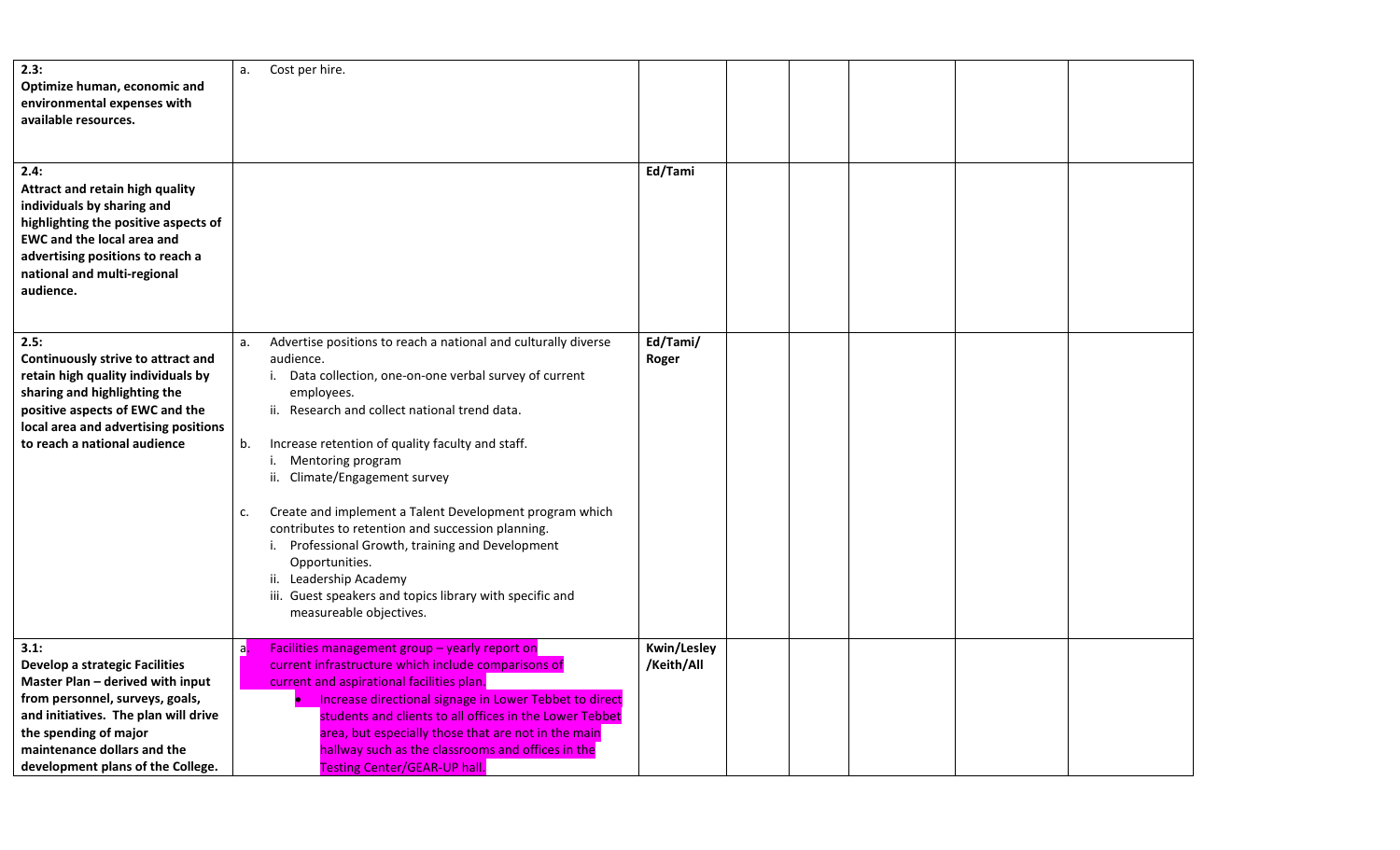| | | | | | | | |
|---|---|---|---|---|---|---|---|
| **2.3:** **Optimize human, economic and environmental expenses with available resources.** | a. Cost per hire. | | | | | | |
| **2.4:** **Attract and retain high quality individuals by sharing and highlighting the positive aspects of EWC and the local area and advertising positions to reach a national and multi-regional audience.** | | **Ed/Tami** | | | | | |
| **2.5:** **Continuously strive to attract and retain high quality individuals by sharing and highlighting the positive aspects of EWC and the local area and advertising positions to reach a national audience** | a. Advertise positions to reach a national and culturally diverse audience.<br>i. Data collection, one-on-one verbal survey of current employees.<br>ii. Research and collect national trend data.<br><br>b. Increase retention of quality faculty and staff.<br>i. Mentoring program<br>ii. Climate/Engagement survey<br><br>c. Create and implement a Talent Development program which contributes to retention and succession planning.<br>i. Professional Growth, training and Development Opportunities.<br>ii. Leadership Academy<br>iii. Guest speakers and topics library with specific and measureable objectives. | **Ed/Tami/ Roger** | | | | | |
| **3.1:** **Develop a strategic Facilities Master Plan – derived with input from personnel, surveys, goals, and initiatives. The plan will drive the spending of major maintenance dollars and the development plans of the College.** | a. Facilities management group – yearly report on current infrastructure which include comparisons of current and aspirational facilities plan.<br>• Increase directional signage in Lower Tebbet to direct students and clients to all offices in the Lower Tebbet area, but especially those that are not in the main hallway such as the classrooms and offices in the Testing Center/GEAR-UP hall. | **Kwin/Lesley /Keith/All** | | | | | |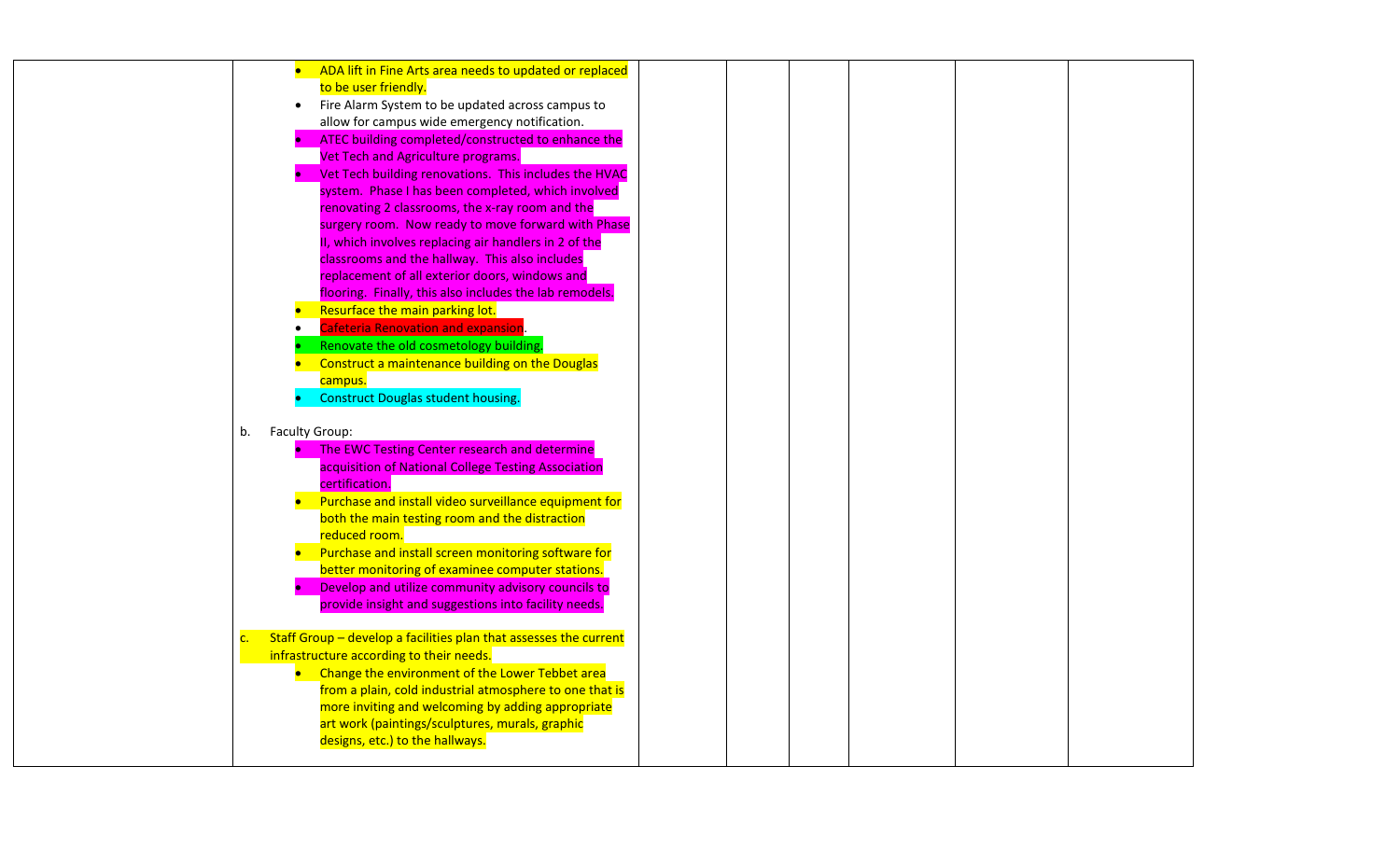| | | | | | | | |
|---|---|---|---|---|---|---|---|
| | • ADA lift in Fine Arts area needs to updated or replaced to be user friendly.<br>• Fire Alarm System to be updated across campus to allow for campus wide emergency notification.<br>• ATEC building completed/constructed to enhance the Vet Tech and Agriculture programs.<br>• Vet Tech building renovations. This includes the HVAC system. Phase I has been completed, which involved renovating 2 classrooms, the x-ray room and the surgery room. Now ready to move forward with Phase II, which involves replacing air handlers in 2 of the classrooms and the hallway. This also includes replacement of all exterior doors, windows and flooring. Finally, this also includes the lab remodels.<br>• Resurface the main parking lot.<br>• Cafeteria Renovation and expansion.<br>• Renovate the old cosmetology building.<br>• Construct a maintenance building on the Douglas campus.<br>• Construct Douglas student housing.<br><br>b. Faculty Group:<br>• The EWC Testing Center research and determine acquisition of National College Testing Association certification.<br>• Purchase and install video surveillance equipment for both the main testing room and the distraction reduced room.<br>• Purchase and install screen monitoring software for better monitoring of examinee computer stations.<br>• Develop and utilize community advisory councils to provide insight and suggestions into facility needs.<br><br>c. Staff Group – develop a facilities plan that assesses the current infrastructure according to their needs.<br>• Change the environment of the Lower Tebbet area from a plain, cold industrial atmosphere to one that is more inviting and welcoming by adding appropriate art work (paintings/sculptures, murals, graphic designs, etc.) to the hallways. | | | | | | |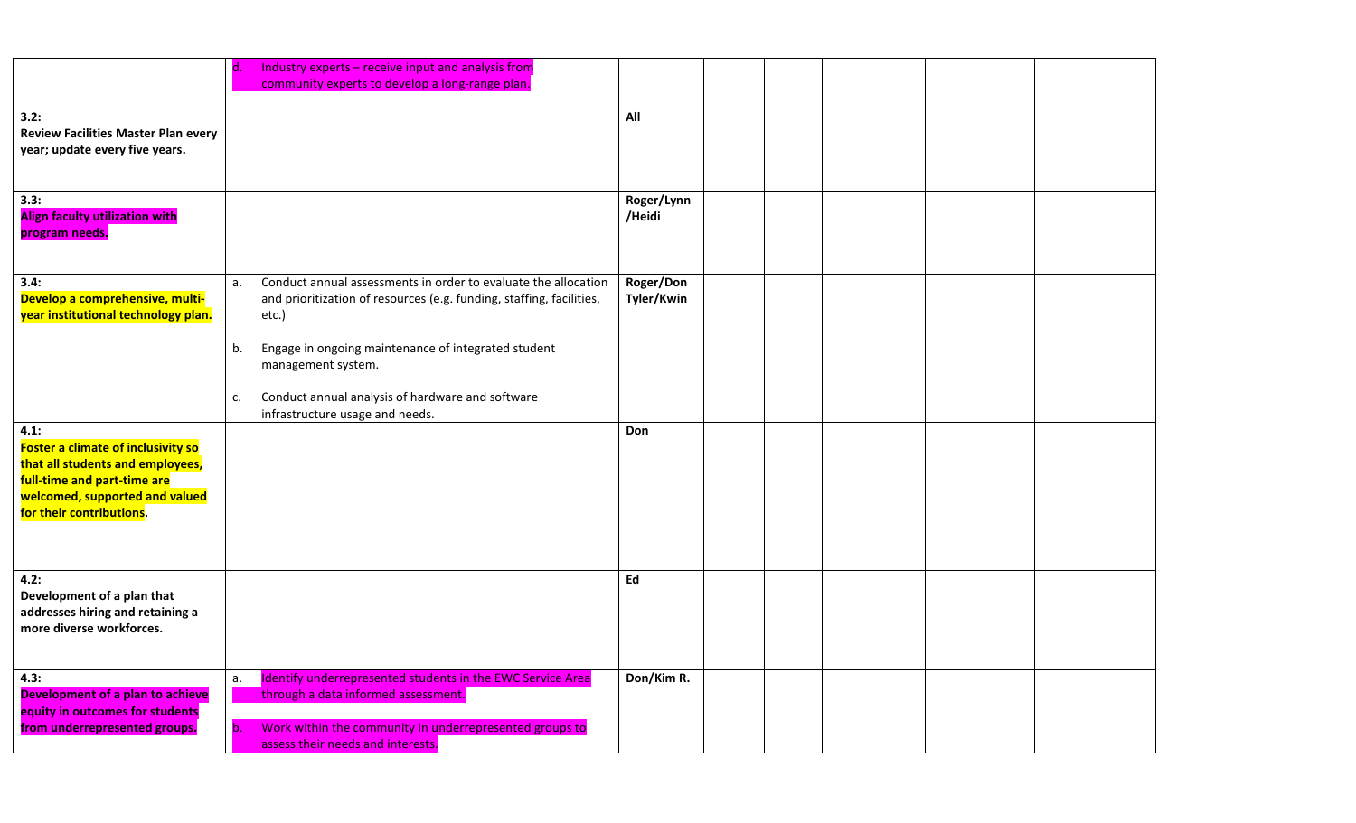| | | | | | | | |
|---|---|---|---|---|---|---|---|
| | d. Industry experts – receive input and analysis from community experts to develop a long-range plan. | | | | | | |
| **3.2:**<br>**Review Facilities Master Plan every year; update every five years.** | | **All** | | | | | |
| **3.3:**<br>**Align faculty utilization with program needs.** | | **Roger/Lynn /Heidi** | | | | | |
| **3.4:**<br>**Develop a comprehensive, multi-year institutional technology plan.** | a. Conduct annual assessments in order to evaluate the allocation and prioritization of resources (e.g. funding, staffing, facilities, etc.)<br><br>b. Engage in ongoing maintenance of integrated student management system.<br><br>c. Conduct annual analysis of hardware and software infrastructure usage and needs. | **Roger/Don Tyler/Kwin** | | | | | |
| **4.1:**<br>**Foster a climate of inclusivity so that all students and employees, full-time and part-time are welcomed, supported and valued for their contributions.** | | **Don** | | | | | |
| **4.2:**<br>**Development of a plan that addresses hiring and retaining a more diverse workforces.** | | **Ed** | | | | | |
| **4.3:**<br>**Development of a plan to achieve equity in outcomes for students from underrepresented groups.** | a. Identify underrepresented students in the EWC Service Area through a data informed assessment.<br><br>b. Work within the community in underrepresented groups to assess their needs and interests. | **Don/Kim R.** | | | | | |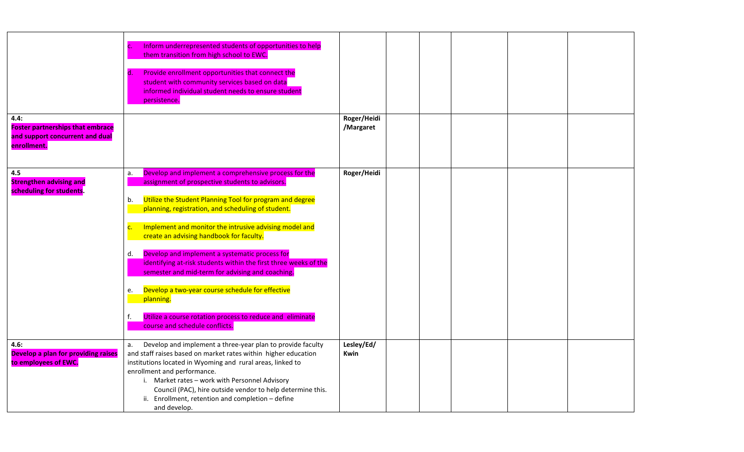| | | | | | | | |
|---|---|---|---|---|---|---|---|
| | c. Inform underrepresented students of opportunities to help them transition from high school to EWC.<br><br>d. Provide enrollment opportunities that connect the student with community services based on data informed individual student needs to ensure student persistence. | | | | | | |
| **4.4:**<br>**Foster partnerships that embrace and support concurrent and dual enrollment.** | | **Roger/Heidi /Margaret** | | | | | |
| **4.5**<br>**Strengthen advising and scheduling for students.** | a. Develop and implement a comprehensive process for the assignment of prospective students to advisors.<br><br>b. Utilize the Student Planning Tool for program and degree planning, registration, and scheduling of student.<br><br>c. Implement and monitor the intrusive advising model and create an advising handbook for faculty.<br><br>d. Develop and implement a systematic process for identifying at-risk students within the first three weeks of the semester and mid-term for advising and coaching.<br><br>e. Develop a two-year course schedule for effective planning.<br><br>f. Utilize a course rotation process to reduce and eliminate course and schedule conflicts. | **Roger/Heidi** | | | | | |
| **4.6:**<br>**Develop a plan for providing raises to employees of EWC.** | a. Develop and implement a three-year plan to provide faculty and staff raises based on market rates within higher education institutions located in Wyoming and rural areas, linked to enrollment and performance.<br>i. Market rates – work with Personnel Advisory Council (PAC), hire outside vendor to help determine this.<br>ii. Enrollment, retention and completion – define and develop. | **Lesley/Ed/ Kwin** | | | | | |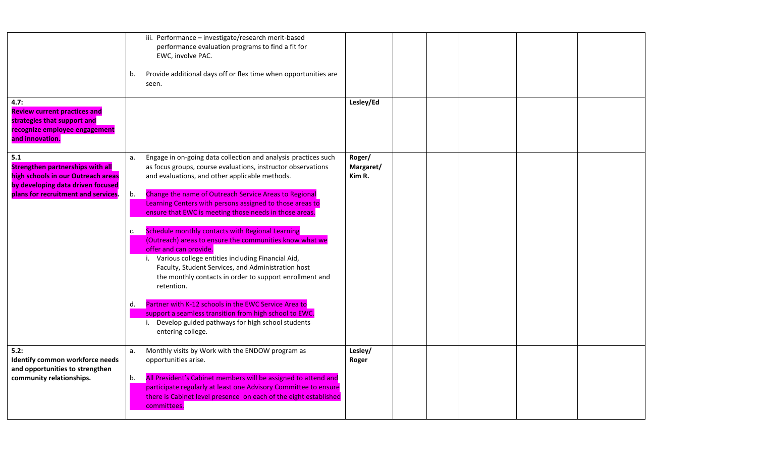| | | | | | | | |
|---|---|---|---|---|---|---|---|
| | iii. Performance – investigate/research merit-based performance evaluation programs to find a fit for EWC, involve PAC.<br><br>b. Provide additional days off or flex time when opportunities are seen. | | | | | | |
| **4.7:**<br>**Review current practices and strategies that support and recognize employee engagement and innovation.** | | **Lesley/Ed** | | | | | |
| **5.1**<br>**Strengthen partnerships with all high schools in our Outreach areas by developing data driven focused plans for recruitment and services.** | a. Engage in on-going data collection and analysis practices such as focus groups, course evaluations, instructor observations and evaluations, and other applicable methods.<br><br>b. Change the name of Outreach Service Areas to Regional Learning Centers with persons assigned to those areas to ensure that EWC is meeting those needs in those areas.<br><br>c. Schedule monthly contacts with Regional Learning (Outreach) areas to ensure the communities know what we offer and can provide.<br>i. Various college entities including Financial Aid, Faculty, Student Services, and Administration host the monthly contacts in order to support enrollment and retention.<br><br>d. Partner with K-12 schools in the EWC Service Area to support a seamless transition from high school to EWC.<br>i. Develop guided pathways for high school students entering college. | **Roger/ Margaret/ Kim R.** | | | | | |
| **5.2:**<br>**Identify common workforce needs and opportunities to strengthen community relationships.** | a. Monthly visits by Work with the ENDOW program as opportunities arise.<br><br>b. All President's Cabinet members will be assigned to attend and participate regularly at least one Advisory Committee to ensure there is Cabinet level presence on each of the eight established committees. | **Lesley/ Roger** | | | | | |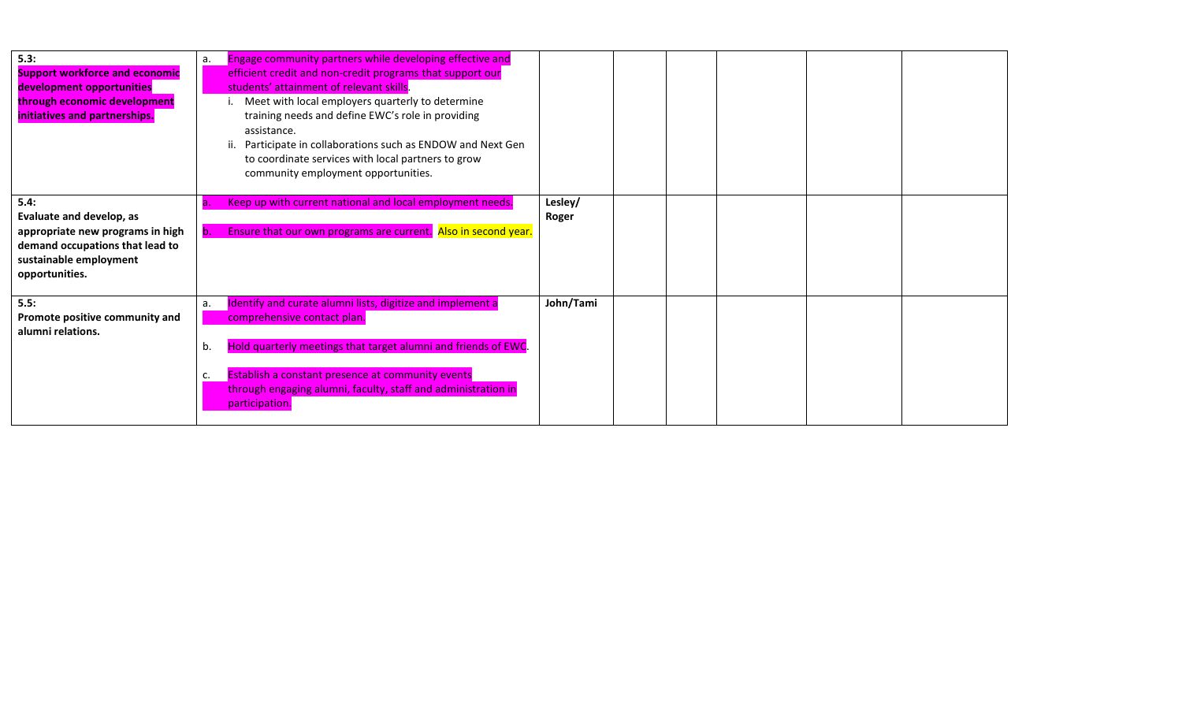| | | | | | | | |
|---|---|---|---|---|---|---|---|
| **5.3:** **Support workforce and economic development opportunities through economic development initiatives and partnerships.** | a. Engage community partners while developing effective and efficient credit and non-credit programs that support our students' attainment of relevant skills.<br>i. Meet with local employers quarterly to determine training needs and define EWC's role in providing assistance.<br>ii. Participate in collaborations such as ENDOW and Next Gen to coordinate services with local partners to grow community employment opportunities. | | | | | | |
| **5.4:** **Evaluate and develop, as appropriate new programs in high demand occupations that lead to sustainable employment opportunities.** | a. Keep up with current national and local employment needs.<br><br>b. Ensure that our own programs are current. Also in second year. | **Lesley/ Roger** | | | | | |
| **5.5:** **Promote positive community and alumni relations.** | a. Identify and curate alumni lists, digitize and implement a comprehensive contact plan.<br><br>b. Hold quarterly meetings that target alumni and friends of EWC.<br><br>c. Establish a constant presence at community events through engaging alumni, faculty, staff and administration in participation. | **John/Tami** | | | | | |